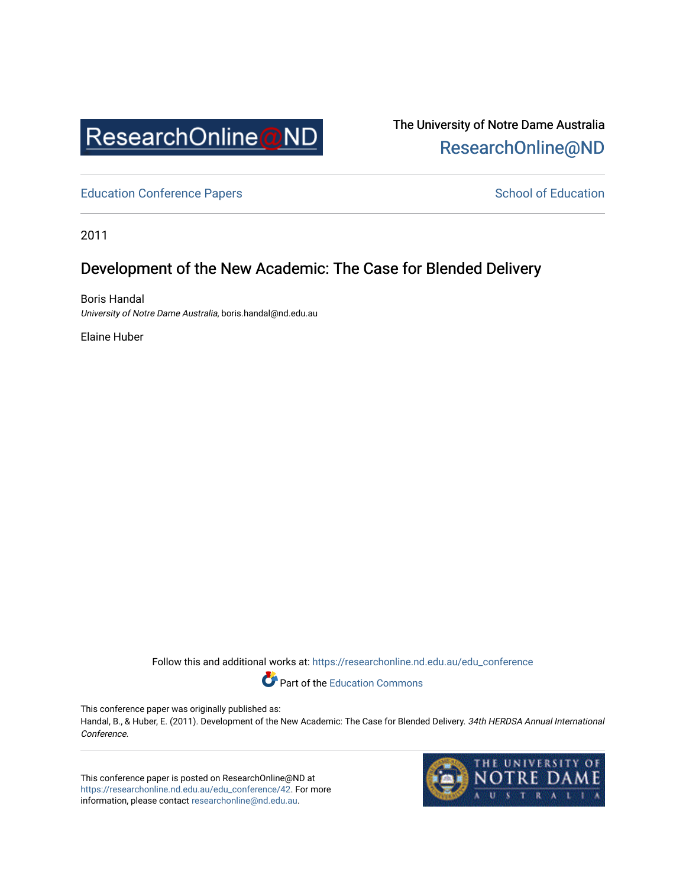The University of Notre Dame Australia
ResearchOnline@ND

Education Conference Papers

School of Education

2011

# Development of the New Academic: The Case for Blended Delivery

Boris Handal
*University of Notre Dame Australia*, boris.handal@nd.edu.au

Elaine Huber

Follow this and additional works at: https://researchonline.nd.edu.au/edu_conference

Part of the Education Commons

This conference paper was originally published as:
Handal, B., & Huber, E. (2011). Development of the New Academic: The Case for Blended Delivery. *34th HERDSA Annual International Conference.*

This conference paper is posted on ResearchOnline@ND at https://researchonline.nd.edu.au/edu_conference/42. For more information, please contact researchonline@nd.edu.au.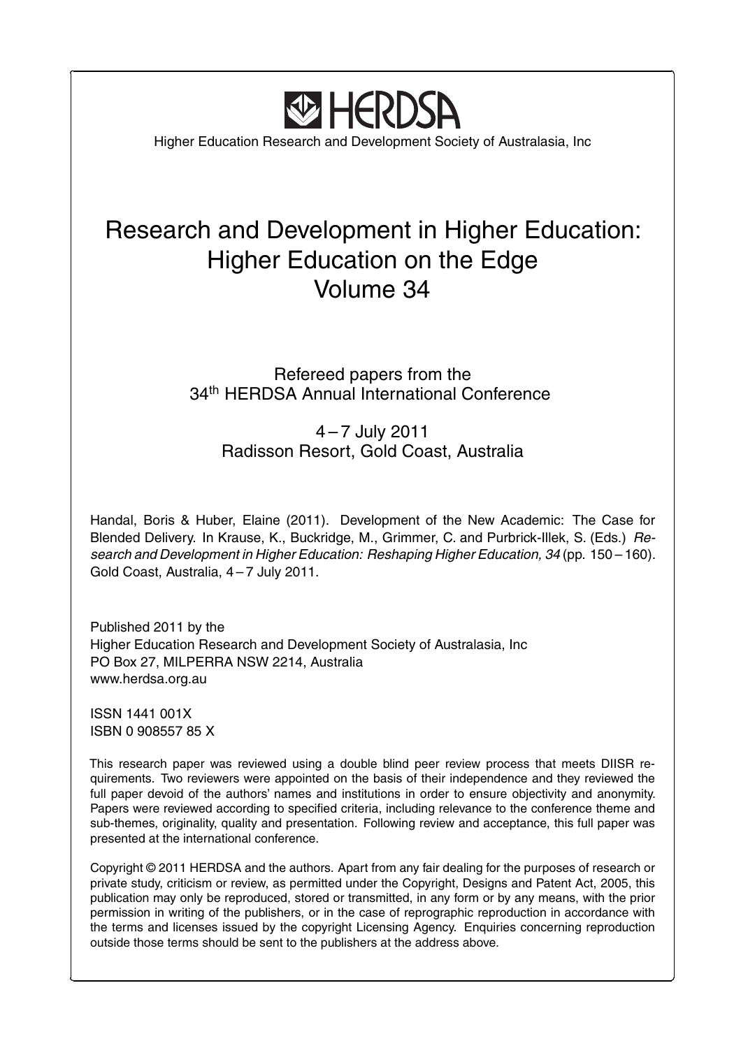HERDSA

Higher Education Research and Development Society of Australasia, Inc

# Research and Development in Higher Education: Higher Education on the Edge Volume 34

Refereed papers from the 34th HERDSA Annual International Conference

4 – 7 July 2011
Radisson Resort, Gold Coast, Australia

Handal, Boris & Huber, Elaine (2011). Development of the New Academic: The Case for Blended Delivery. In Krause, K., Buckridge, M., Grimmer, C. and Purbrick-Illek, S. (Eds.) *Research and Development in Higher Education: Reshaping Higher Education, 34* (pp. 150 – 160). Gold Coast, Australia, 4 – 7 July 2011.

Published 2011 by the
Higher Education Research and Development Society of Australasia, Inc
PO Box 27, MILPERRA NSW 2214, Australia
www.herdsa.org.au

ISSN 1441 001X
ISBN 0 908557 85 X

This research paper was reviewed using a double blind peer review process that meets DIISR requirements. Two reviewers were appointed on the basis of their independence and they reviewed the full paper devoid of the authors' names and institutions in order to ensure objectivity and anonymity. Papers were reviewed according to specified criteria, including relevance to the conference theme and sub-themes, originality, quality and presentation. Following review and acceptance, this full paper was presented at the international conference.

Copyright © 2011 HERDSA and the authors. Apart from any fair dealing for the purposes of research or private study, criticism or review, as permitted under the Copyright, Designs and Patent Act, 2005, this publication may only be reproduced, stored or transmitted, in any form or by any means, with the prior permission in writing of the publishers, or in the case of reprographic reproduction in accordance with the terms and licenses issued by the copyright Licensing Agency. Enquiries concerning reproduction outside those terms should be sent to the publishers at the address above.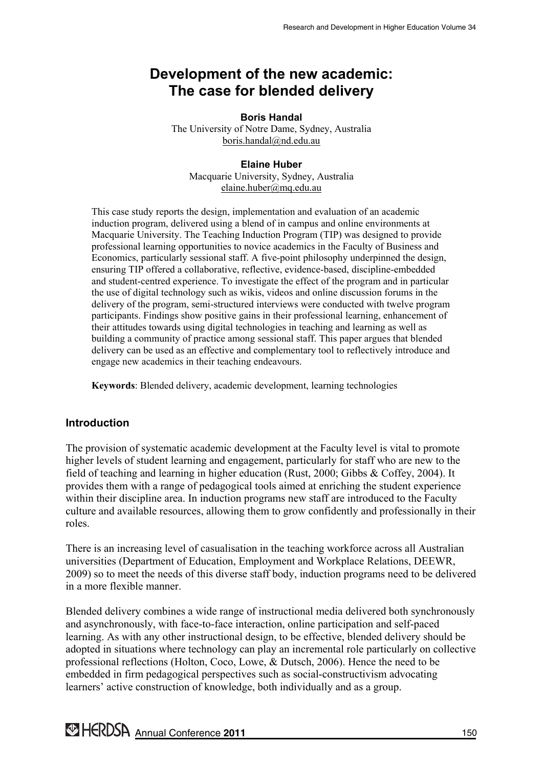# Development of the new academic: The case for blended delivery

**Boris Handal**
The University of Notre Dame, Sydney, Australia
boris.handal@nd.edu.au

**Elaine Huber**
Macquarie University, Sydney, Australia
elaine.huber@mq.edu.au

This case study reports the design, implementation and evaluation of an academic induction program, delivered using a blend of in campus and online environments at Macquarie University. The Teaching Induction Program (TIP) was designed to provide professional learning opportunities to novice academics in the Faculty of Business and Economics, particularly sessional staff. A five-point philosophy underpinned the design, ensuring TIP offered a collaborative, reflective, evidence-based, discipline-embedded and student-centred experience. To investigate the effect of the program and in particular the use of digital technology such as wikis, videos and online discussion forums in the delivery of the program, semi-structured interviews were conducted with twelve program participants. Findings show positive gains in their professional learning, enhancement of their attitudes towards using digital technologies in teaching and learning as well as building a community of practice among sessional staff. This paper argues that blended delivery can be used as an effective and complementary tool to reflectively introduce and engage new academics in their teaching endeavours.

**Keywords**: Blended delivery, academic development, learning technologies

## Introduction

The provision of systematic academic development at the Faculty level is vital to promote higher levels of student learning and engagement, particularly for staff who are new to the field of teaching and learning in higher education (Rust, 2000; Gibbs & Coffey, 2004). It provides them with a range of pedagogical tools aimed at enriching the student experience within their discipline area. In induction programs new staff are introduced to the Faculty culture and available resources, allowing them to grow confidently and professionally in their roles.

There is an increasing level of casualisation in the teaching workforce across all Australian universities (Department of Education, Employment and Workplace Relations, DEEWR, 2009) so to meet the needs of this diverse staff body, induction programs need to be delivered in a more flexible manner.

Blended delivery combines a wide range of instructional media delivered both synchronously and asynchronously, with face-to-face interaction, online participation and self-paced learning. As with any other instructional design, to be effective, blended delivery should be adopted in situations where technology can play an incremental role particularly on collective professional reflections (Holton, Coco, Lowe, & Dutsch, 2006). Hence the need to be embedded in firm pedagogical perspectives such as social-constructivism advocating learners' active construction of knowledge, both individually and as a group.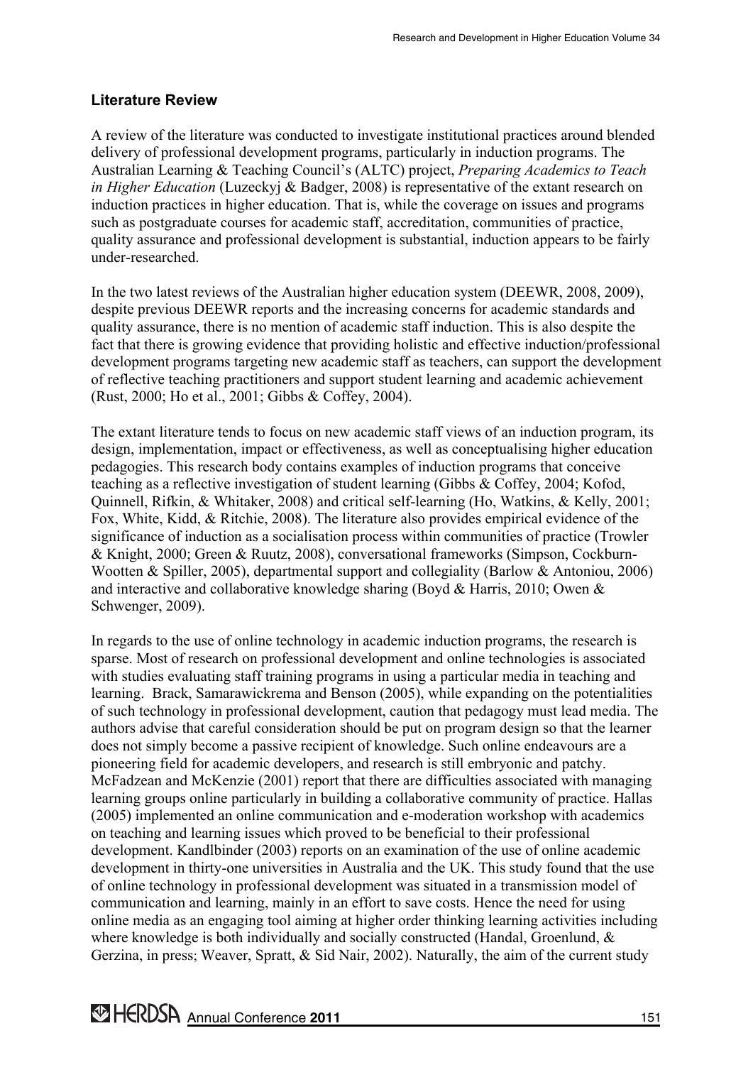## Literature Review

A review of the literature was conducted to investigate institutional practices around blended delivery of professional development programs, particularly in induction programs. The Australian Learning & Teaching Council's (ALTC) project, *Preparing Academics to Teach in Higher Education* (Luzeckyj & Badger, 2008) is representative of the extant research on induction practices in higher education. That is, while the coverage on issues and programs such as postgraduate courses for academic staff, accreditation, communities of practice, quality assurance and professional development is substantial, induction appears to be fairly under-researched.

In the two latest reviews of the Australian higher education system (DEEWR, 2008, 2009), despite previous DEEWR reports and the increasing concerns for academic standards and quality assurance, there is no mention of academic staff induction. This is also despite the fact that there is growing evidence that providing holistic and effective induction/professional development programs targeting new academic staff as teachers, can support the development of reflective teaching practitioners and support student learning and academic achievement (Rust, 2000; Ho et al., 2001; Gibbs & Coffey, 2004).

The extant literature tends to focus on new academic staff views of an induction program, its design, implementation, impact or effectiveness, as well as conceptualising higher education pedagogies. This research body contains examples of induction programs that conceive teaching as a reflective investigation of student learning (Gibbs & Coffey, 2004; Kofod, Quinnell, Rifkin, & Whitaker, 2008) and critical self-learning (Ho, Watkins, & Kelly, 2001; Fox, White, Kidd, & Ritchie, 2008). The literature also provides empirical evidence of the significance of induction as a socialisation process within communities of practice (Trowler & Knight, 2000; Green & Ruutz, 2008), conversational frameworks (Simpson, Cockburn-Wootten & Spiller, 2005), departmental support and collegiality (Barlow & Antoniou, 2006) and interactive and collaborative knowledge sharing (Boyd & Harris, 2010; Owen & Schwenger, 2009).

In regards to the use of online technology in academic induction programs, the research is sparse. Most of research on professional development and online technologies is associated with studies evaluating staff training programs in using a particular media in teaching and learning. Brack, Samarawickrema and Benson (2005), while expanding on the potentialities of such technology in professional development, caution that pedagogy must lead media. The authors advise that careful consideration should be put on program design so that the learner does not simply become a passive recipient of knowledge. Such online endeavours are a pioneering field for academic developers, and research is still embryonic and patchy. McFadzean and McKenzie (2001) report that there are difficulties associated with managing learning groups online particularly in building a collaborative community of practice. Hallas (2005) implemented an online communication and e-moderation workshop with academics on teaching and learning issues which proved to be beneficial to their professional development. Kandlbinder (2003) reports on an examination of the use of online academic development in thirty-one universities in Australia and the UK. This study found that the use of online technology in professional development was situated in a transmission model of communication and learning, mainly in an effort to save costs. Hence the need for using online media as an engaging tool aiming at higher order thinking learning activities including where knowledge is both individually and socially constructed (Handal, Groenlund, & Gerzina, in press; Weaver, Spratt, & Sid Nair, 2002). Naturally, the aim of the current study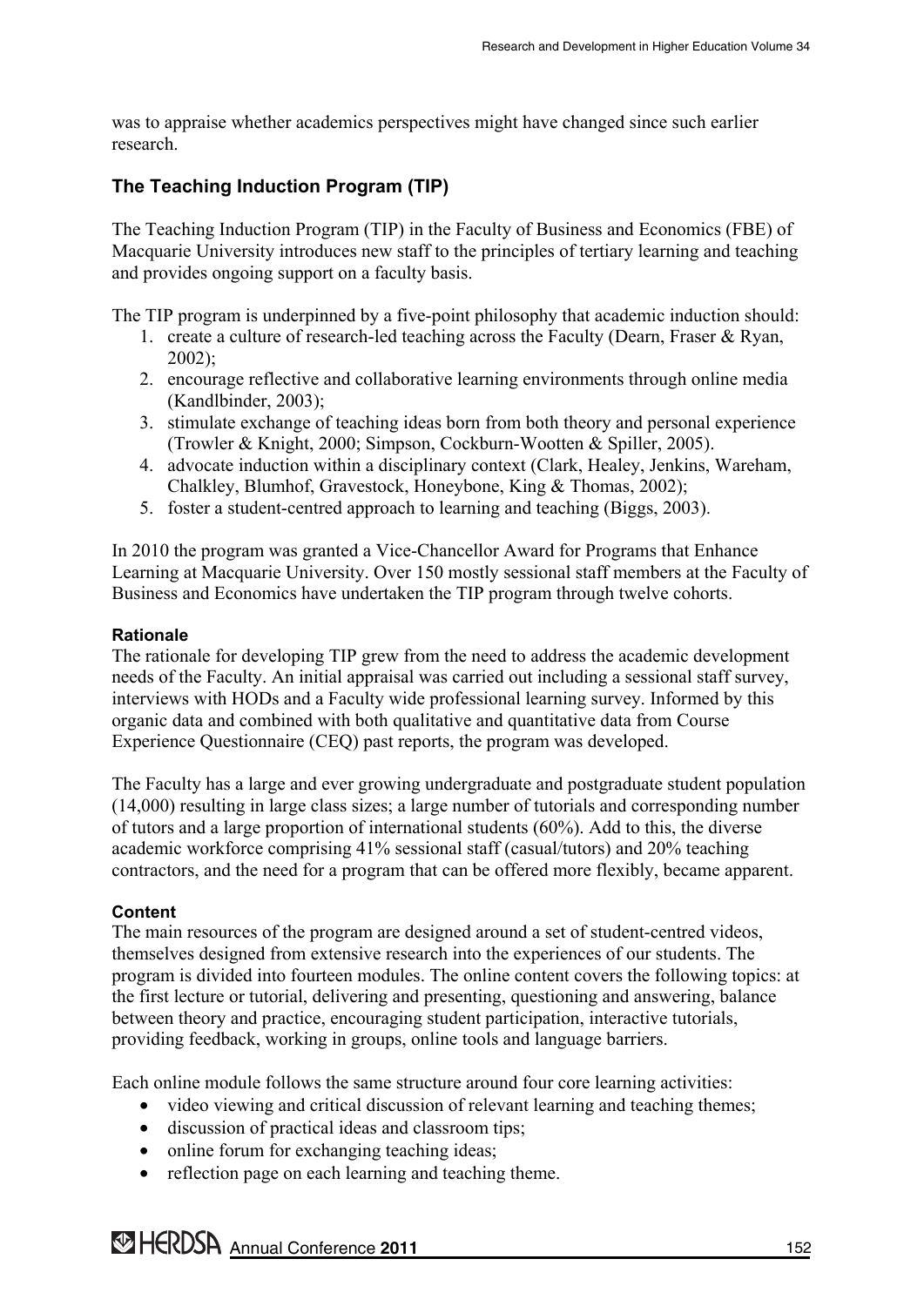was to appraise whether academics perspectives might have changed since such earlier research.

## The Teaching Induction Program (TIP)

The Teaching Induction Program (TIP) in the Faculty of Business and Economics (FBE) of Macquarie University introduces new staff to the principles of tertiary learning and teaching and provides ongoing support on a faculty basis.

The TIP program is underpinned by a five-point philosophy that academic induction should:

1. create a culture of research-led teaching across the Faculty (Dearn, Fraser & Ryan, 2002);
2. encourage reflective and collaborative learning environments through online media (Kandlbinder, 2003);
3. stimulate exchange of teaching ideas born from both theory and personal experience (Trowler & Knight, 2000; Simpson, Cockburn-Wootten & Spiller, 2005).
4. advocate induction within a disciplinary context (Clark, Healey, Jenkins, Wareham, Chalkley, Blumhof, Gravestock, Honeybone, King & Thomas, 2002);
5. foster a student-centred approach to learning and teaching (Biggs, 2003).

In 2010 the program was granted a Vice-Chancellor Award for Programs that Enhance Learning at Macquarie University. Over 150 mostly sessional staff members at the Faculty of Business and Economics have undertaken the TIP program through twelve cohorts.

### Rationale

The rationale for developing TIP grew from the need to address the academic development needs of the Faculty. An initial appraisal was carried out including a sessional staff survey, interviews with HODs and a Faculty wide professional learning survey. Informed by this organic data and combined with both qualitative and quantitative data from Course Experience Questionnaire (CEQ) past reports, the program was developed.

The Faculty has a large and ever growing undergraduate and postgraduate student population (14,000) resulting in large class sizes; a large number of tutorials and corresponding number of tutors and a large proportion of international students (60%). Add to this, the diverse academic workforce comprising 41% sessional staff (casual/tutors) and 20% teaching contractors, and the need for a program that can be offered more flexibly, became apparent.

### Content

The main resources of the program are designed around a set of student-centred videos, themselves designed from extensive research into the experiences of our students. The program is divided into fourteen modules. The online content covers the following topics: at the first lecture or tutorial, delivering and presenting, questioning and answering, balance between theory and practice, encouraging student participation, interactive tutorials, providing feedback, working in groups, online tools and language barriers.

Each online module follows the same structure around four core learning activities:

- video viewing and critical discussion of relevant learning and teaching themes;
- discussion of practical ideas and classroom tips;
- online forum for exchanging teaching ideas;
- reflection page on each learning and teaching theme.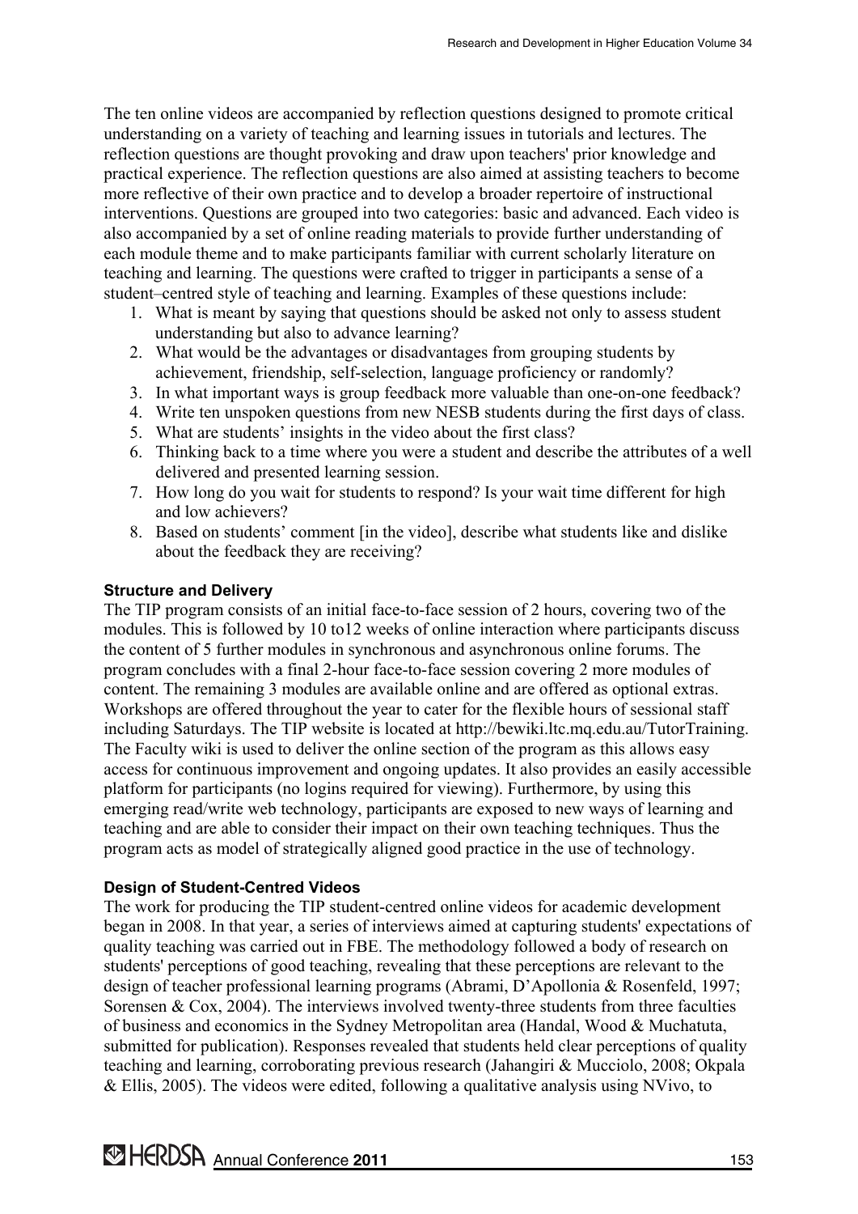The ten online videos are accompanied by reflection questions designed to promote critical understanding on a variety of teaching and learning issues in tutorials and lectures. The reflection questions are thought provoking and draw upon teachers' prior knowledge and practical experience. The reflection questions are also aimed at assisting teachers to become more reflective of their own practice and to develop a broader repertoire of instructional interventions. Questions are grouped into two categories: basic and advanced. Each video is also accompanied by a set of online reading materials to provide further understanding of each module theme and to make participants familiar with current scholarly literature on teaching and learning. The questions were crafted to trigger in participants a sense of a student–centred style of teaching and learning. Examples of these questions include:

1. What is meant by saying that questions should be asked not only to assess student understanding but also to advance learning?
2. What would be the advantages or disadvantages from grouping students by achievement, friendship, self-selection, language proficiency or randomly?
3. In what important ways is group feedback more valuable than one-on-one feedback?
4. Write ten unspoken questions from new NESB students during the first days of class.
5. What are students' insights in the video about the first class?
6. Thinking back to a time where you were a student and describe the attributes of a well delivered and presented learning session.
7. How long do you wait for students to respond? Is your wait time different for high and low achievers?
8. Based on students' comment [in the video], describe what students like and dislike about the feedback they are receiving?

**Structure and Delivery**

The TIP program consists of an initial face-to-face session of 2 hours, covering two of the modules. This is followed by 10 to12 weeks of online interaction where participants discuss the content of 5 further modules in synchronous and asynchronous online forums. The program concludes with a final 2-hour face-to-face session covering 2 more modules of content. The remaining 3 modules are available online and are offered as optional extras. Workshops are offered throughout the year to cater for the flexible hours of sessional staff including Saturdays. The TIP website is located at http://bewiki.ltc.mq.edu.au/TutorTraining. The Faculty wiki is used to deliver the online section of the program as this allows easy access for continuous improvement and ongoing updates. It also provides an easily accessible platform for participants (no logins required for viewing). Furthermore, by using this emerging read/write web technology, participants are exposed to new ways of learning and teaching and are able to consider their impact on their own teaching techniques. Thus the program acts as model of strategically aligned good practice in the use of technology.

**Design of Student-Centred Videos**

The work for producing the TIP student-centred online videos for academic development began in 2008. In that year, a series of interviews aimed at capturing students' expectations of quality teaching was carried out in FBE. The methodology followed a body of research on students' perceptions of good teaching, revealing that these perceptions are relevant to the design of teacher professional learning programs (Abrami, D'Apollonia & Rosenfeld, 1997; Sorensen & Cox, 2004). The interviews involved twenty-three students from three faculties of business and economics in the Sydney Metropolitan area (Handal, Wood & Muchatuta, submitted for publication). Responses revealed that students held clear perceptions of quality teaching and learning, corroborating previous research (Jahangiri & Mucciolo, 2008; Okpala & Ellis, 2005). The videos were edited, following a qualitative analysis using NVivo, to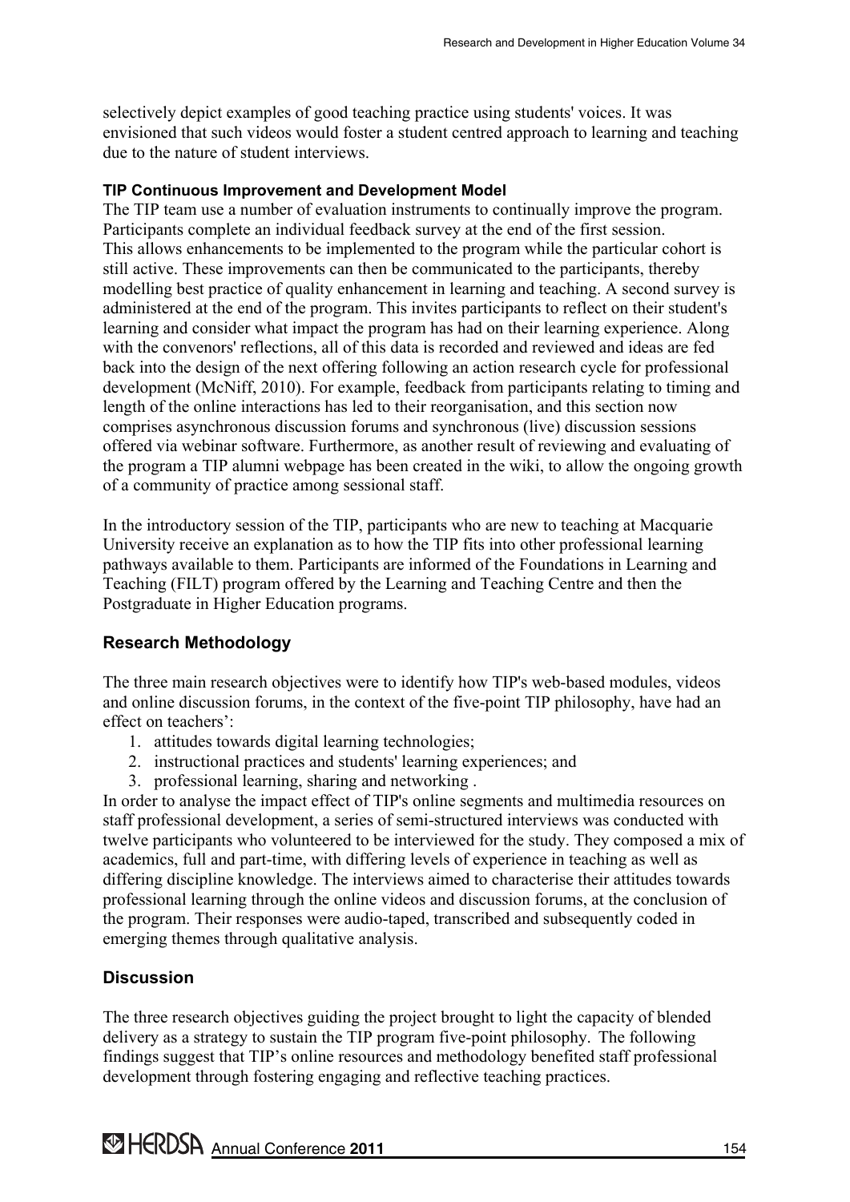selectively depict examples of good teaching practice using students' voices. It was envisioned that such videos would foster a student centred approach to learning and teaching due to the nature of student interviews.

### TIP Continuous Improvement and Development Model

The TIP team use a number of evaluation instruments to continually improve the program. Participants complete an individual feedback survey at the end of the first session. This allows enhancements to be implemented to the program while the particular cohort is still active. These improvements can then be communicated to the participants, thereby modelling best practice of quality enhancement in learning and teaching. A second survey is administered at the end of the program. This invites participants to reflect on their student's learning and consider what impact the program has had on their learning experience. Along with the convenors' reflections, all of this data is recorded and reviewed and ideas are fed back into the design of the next offering following an action research cycle for professional development (McNiff, 2010). For example, feedback from participants relating to timing and length of the online interactions has led to their reorganisation, and this section now comprises asynchronous discussion forums and synchronous (live) discussion sessions offered via webinar software. Furthermore, as another result of reviewing and evaluating of the program a TIP alumni webpage has been created in the wiki, to allow the ongoing growth of a community of practice among sessional staff.

In the introductory session of the TIP, participants who are new to teaching at Macquarie University receive an explanation as to how the TIP fits into other professional learning pathways available to them. Participants are informed of the Foundations in Learning and Teaching (FILT) program offered by the Learning and Teaching Centre and then the Postgraduate in Higher Education programs.

## Research Methodology

The three main research objectives were to identify how TIP's web-based modules, videos and online discussion forums, in the context of the five-point TIP philosophy, have had an effect on teachers':

1. attitudes towards digital learning technologies;
2. instructional practices and students' learning experiences; and
3. professional learning, sharing and networking .

In order to analyse the impact effect of TIP's online segments and multimedia resources on staff professional development, a series of semi-structured interviews was conducted with twelve participants who volunteered to be interviewed for the study. They composed a mix of academics, full and part-time, with differing levels of experience in teaching as well as differing discipline knowledge. The interviews aimed to characterise their attitudes towards professional learning through the online videos and discussion forums, at the conclusion of the program. Their responses were audio-taped, transcribed and subsequently coded in emerging themes through qualitative analysis.

## Discussion

The three research objectives guiding the project brought to light the capacity of blended delivery as a strategy to sustain the TIP program five-point philosophy. The following findings suggest that TIP's online resources and methodology benefited staff professional development through fostering engaging and reflective teaching practices.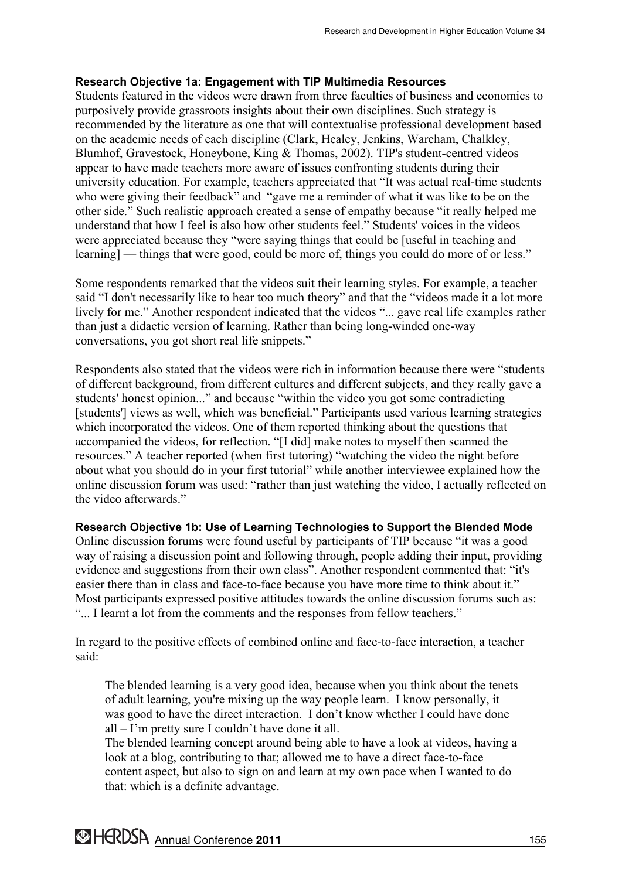**Research Objective 1a: Engagement with TIP Multimedia Resources**

Students featured in the videos were drawn from three faculties of business and economics to purposively provide grassroots insights about their own disciplines. Such strategy is recommended by the literature as one that will contextualise professional development based on the academic needs of each discipline (Clark, Healey, Jenkins, Wareham, Chalkley, Blumhof, Gravestock, Honeybone, King & Thomas, 2002). TIP's student-centred videos appear to have made teachers more aware of issues confronting students during their university education. For example, teachers appreciated that "It was actual real-time students who were giving their feedback" and "gave me a reminder of what it was like to be on the other side." Such realistic approach created a sense of empathy because "it really helped me understand that how I feel is also how other students feel." Students' voices in the videos were appreciated because they "were saying things that could be [useful in teaching and learning] — things that were good, could be more of, things you could do more of or less."

Some respondents remarked that the videos suit their learning styles. For example, a teacher said "I don't necessarily like to hear too much theory" and that the "videos made it a lot more lively for me." Another respondent indicated that the videos "... gave real life examples rather than just a didactic version of learning. Rather than being long-winded one-way conversations, you got short real life snippets."

Respondents also stated that the videos were rich in information because there were "students of different background, from different cultures and different subjects, and they really gave a students' honest opinion..." and because "within the video you got some contradicting [students'] views as well, which was beneficial." Participants used various learning strategies which incorporated the videos. One of them reported thinking about the questions that accompanied the videos, for reflection. "[I did] make notes to myself then scanned the resources." A teacher reported (when first tutoring) "watching the video the night before about what you should do in your first tutorial" while another interviewee explained how the online discussion forum was used: "rather than just watching the video, I actually reflected on the video afterwards."

**Research Objective 1b: Use of Learning Technologies to Support the Blended Mode**

Online discussion forums were found useful by participants of TIP because "it was a good way of raising a discussion point and following through, people adding their input, providing evidence and suggestions from their own class". Another respondent commented that: "it's easier there than in class and face-to-face because you have more time to think about it." Most participants expressed positive attitudes towards the online discussion forums such as: "... I learnt a lot from the comments and the responses from fellow teachers."

In regard to the positive effects of combined online and face-to-face interaction, a teacher said:

> The blended learning is a very good idea, because when you think about the tenets of adult learning, you're mixing up the way people learn. I know personally, it was good to have the direct interaction. I don't know whether I could have done all – I'm pretty sure I couldn't have done it all.
>
> The blended learning concept around being able to have a look at videos, having a look at a blog, contributing to that; allowed me to have a direct face-to-face content aspect, but also to sign on and learn at my own pace when I wanted to do that: which is a definite advantage.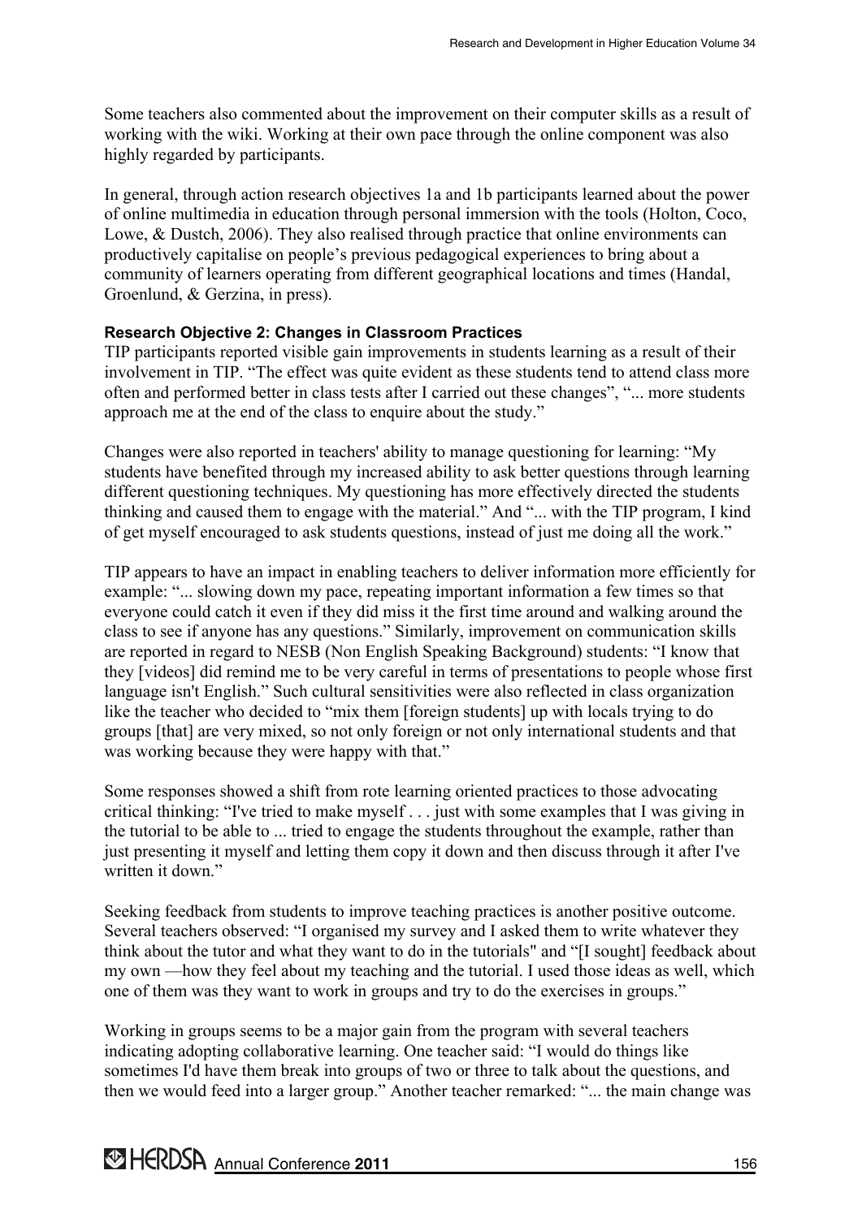Some teachers also commented about the improvement on their computer skills as a result of working with the wiki. Working at their own pace through the online component was also highly regarded by participants.

In general, through action research objectives 1a and 1b participants learned about the power of online multimedia in education through personal immersion with the tools (Holton, Coco, Lowe, & Dustch, 2006). They also realised through practice that online environments can productively capitalise on people's previous pedagogical experiences to bring about a community of learners operating from different geographical locations and times (Handal, Groenlund, & Gerzina, in press).

### Research Objective 2: Changes in Classroom Practices

TIP participants reported visible gain improvements in students learning as a result of their involvement in TIP. "The effect was quite evident as these students tend to attend class more often and performed better in class tests after I carried out these changes", "... more students approach me at the end of the class to enquire about the study."

Changes were also reported in teachers' ability to manage questioning for learning: "My students have benefited through my increased ability to ask better questions through learning different questioning techniques. My questioning has more effectively directed the students thinking and caused them to engage with the material." And "... with the TIP program, I kind of get myself encouraged to ask students questions, instead of just me doing all the work."

TIP appears to have an impact in enabling teachers to deliver information more efficiently for example: "... slowing down my pace, repeating important information a few times so that everyone could catch it even if they did miss it the first time around and walking around the class to see if anyone has any questions." Similarly, improvement on communication skills are reported in regard to NESB (Non English Speaking Background) students: "I know that they [videos] did remind me to be very careful in terms of presentations to people whose first language isn't English." Such cultural sensitivities were also reflected in class organization like the teacher who decided to "mix them [foreign students] up with locals trying to do groups [that] are very mixed, so not only foreign or not only international students and that was working because they were happy with that."

Some responses showed a shift from rote learning oriented practices to those advocating critical thinking: "I've tried to make myself . . . just with some examples that I was giving in the tutorial to be able to ... tried to engage the students throughout the example, rather than just presenting it myself and letting them copy it down and then discuss through it after I've written it down."

Seeking feedback from students to improve teaching practices is another positive outcome. Several teachers observed: "I organised my survey and I asked them to write whatever they think about the tutor and what they want to do in the tutorials" and "[I sought] feedback about my own —how they feel about my teaching and the tutorial. I used those ideas as well, which one of them was they want to work in groups and try to do the exercises in groups."

Working in groups seems to be a major gain from the program with several teachers indicating adopting collaborative learning. One teacher said: "I would do things like sometimes I'd have them break into groups of two or three to talk about the questions, and then we would feed into a larger group." Another teacher remarked: "... the main change was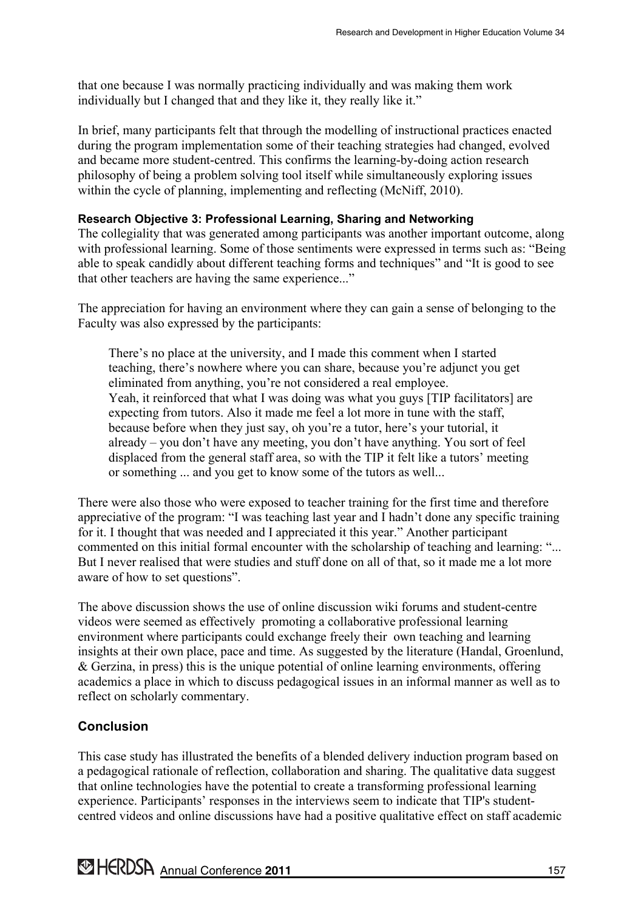that one because I was normally practicing individually and was making them work individually but I changed that and they like it, they really like it."

In brief, many participants felt that through the modelling of instructional practices enacted during the program implementation some of their teaching strategies had changed, evolved and became more student-centred. This confirms the learning-by-doing action research philosophy of being a problem solving tool itself while simultaneously exploring issues within the cycle of planning, implementing and reflecting (McNiff, 2010).

### Research Objective 3: Professional Learning, Sharing and Networking

The collegiality that was generated among participants was another important outcome, along with professional learning. Some of those sentiments were expressed in terms such as: "Being able to speak candidly about different teaching forms and techniques" and "It is good to see that other teachers are having the same experience..."

The appreciation for having an environment where they can gain a sense of belonging to the Faculty was also expressed by the participants:

> There's no place at the university, and I made this comment when I started teaching, there's nowhere where you can share, because you're adjunct you get eliminated from anything, you're not considered a real employee.
> Yeah, it reinforced that what I was doing was what you guys [TIP facilitators] are expecting from tutors. Also it made me feel a lot more in tune with the staff, because before when they just say, oh you're a tutor, here's your tutorial, it already – you don't have any meeting, you don't have anything. You sort of feel displaced from the general staff area, so with the TIP it felt like a tutors' meeting or something ... and you get to know some of the tutors as well...

There were also those who were exposed to teacher training for the first time and therefore appreciative of the program: "I was teaching last year and I hadn't done any specific training for it. I thought that was needed and I appreciated it this year." Another participant commented on this initial formal encounter with the scholarship of teaching and learning: "... But I never realised that were studies and stuff done on all of that, so it made me a lot more aware of how to set questions".

The above discussion shows the use of online discussion wiki forums and student-centre videos were seemed as effectively promoting a collaborative professional learning environment where participants could exchange freely their own teaching and learning insights at their own place, pace and time. As suggested by the literature (Handal, Groenlund, & Gerzina, in press) this is the unique potential of online learning environments, offering academics a place in which to discuss pedagogical issues in an informal manner as well as to reflect on scholarly commentary.

## Conclusion

This case study has illustrated the benefits of a blended delivery induction program based on a pedagogical rationale of reflection, collaboration and sharing. The qualitative data suggest that online technologies have the potential to create a transforming professional learning experience. Participants' responses in the interviews seem to indicate that TIP's student-centred videos and online discussions have had a positive qualitative effect on staff academic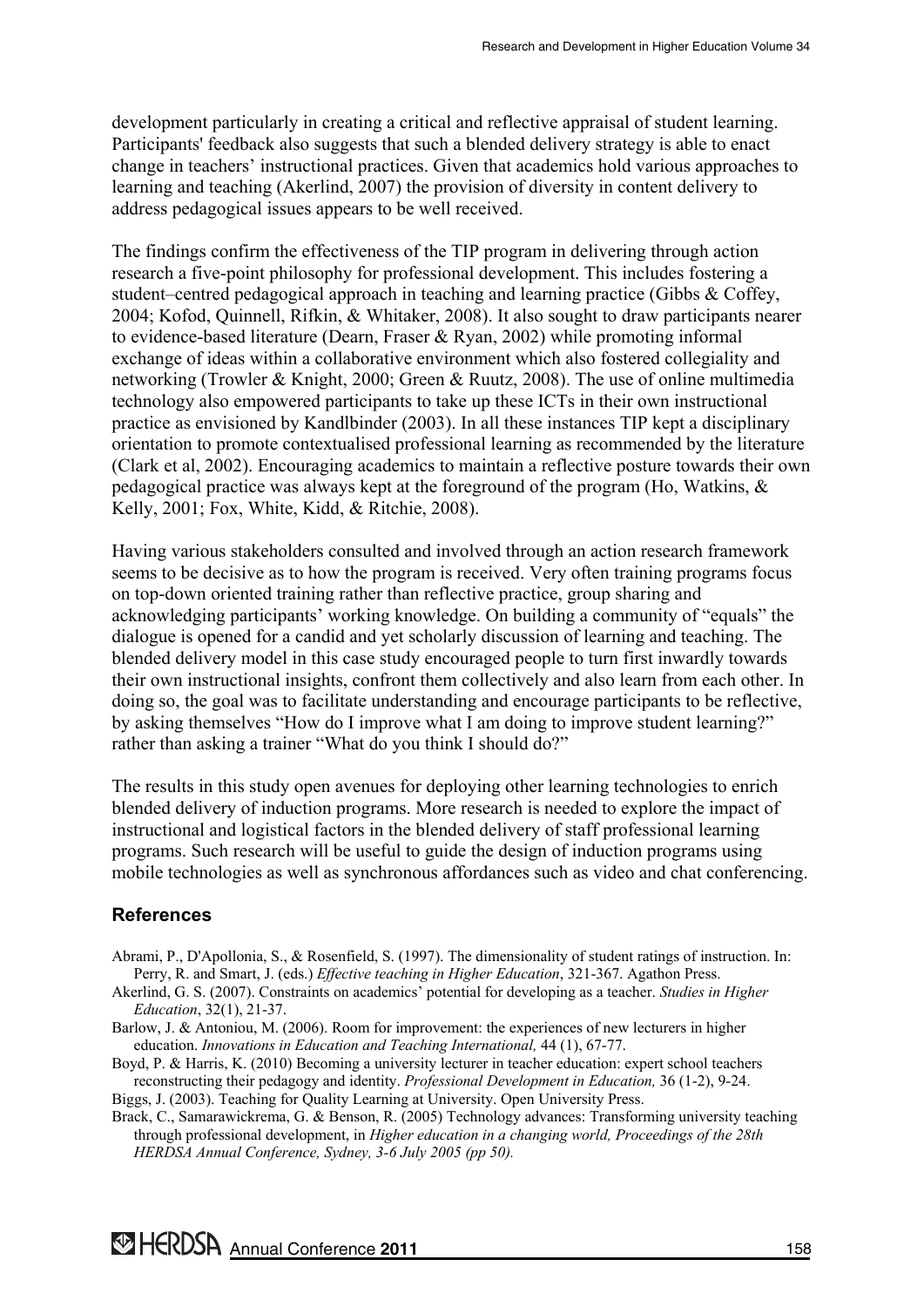development particularly in creating a critical and reflective appraisal of student learning. Participants' feedback also suggests that such a blended delivery strategy is able to enact change in teachers' instructional practices. Given that academics hold various approaches to learning and teaching (Akerlind, 2007) the provision of diversity in content delivery to address pedagogical issues appears to be well received.

The findings confirm the effectiveness of the TIP program in delivering through action research a five-point philosophy for professional development. This includes fostering a student–centred pedagogical approach in teaching and learning practice (Gibbs & Coffey, 2004; Kofod, Quinnell, Rifkin, & Whitaker, 2008). It also sought to draw participants nearer to evidence-based literature (Dearn, Fraser & Ryan, 2002) while promoting informal exchange of ideas within a collaborative environment which also fostered collegiality and networking (Trowler & Knight, 2000; Green & Ruutz, 2008). The use of online multimedia technology also empowered participants to take up these ICTs in their own instructional practice as envisioned by Kandlbinder (2003). In all these instances TIP kept a disciplinary orientation to promote contextualised professional learning as recommended by the literature (Clark et al, 2002). Encouraging academics to maintain a reflective posture towards their own pedagogical practice was always kept at the foreground of the program (Ho, Watkins, & Kelly, 2001; Fox, White, Kidd, & Ritchie, 2008).

Having various stakeholders consulted and involved through an action research framework seems to be decisive as to how the program is received. Very often training programs focus on top-down oriented training rather than reflective practice, group sharing and acknowledging participants' working knowledge. On building a community of "equals" the dialogue is opened for a candid and yet scholarly discussion of learning and teaching. The blended delivery model in this case study encouraged people to turn first inwardly towards their own instructional insights, confront them collectively and also learn from each other. In doing so, the goal was to facilitate understanding and encourage participants to be reflective, by asking themselves "How do I improve what I am doing to improve student learning?" rather than asking a trainer "What do you think I should do?"

The results in this study open avenues for deploying other learning technologies to enrich blended delivery of induction programs. More research is needed to explore the impact of instructional and logistical factors in the blended delivery of staff professional learning programs. Such research will be useful to guide the design of induction programs using mobile technologies as well as synchronous affordances such as video and chat conferencing.

## References

Abrami, P., D'Apollonia, S., & Rosenfield, S. (1997). The dimensionality of student ratings of instruction. In: Perry, R. and Smart, J. (eds.) *Effective teaching in Higher Education*, 321-367. Agathon Press.

Akerlind, G. S. (2007). Constraints on academics' potential for developing as a teacher. *Studies in Higher Education*, 32(1), 21-37.

Barlow, J. & Antoniou, M. (2006). Room for improvement: the experiences of new lecturers in higher education. *Innovations in Education and Teaching International,* 44 (1), 67-77.

Boyd, P. & Harris, K. (2010) Becoming a university lecturer in teacher education: expert school teachers reconstructing their pedagogy and identity. *Professional Development in Education,* 36 (1-2), 9-24.

Biggs, J. (2003). Teaching for Quality Learning at University. Open University Press.

Brack, C., Samarawickrema, G. & Benson, R. (2005) Technology advances: Transforming university teaching through professional development, in *Higher education in a changing world, Proceedings of the 28th HERDSA Annual Conference, Sydney, 3-6 July 2005 (pp 50).*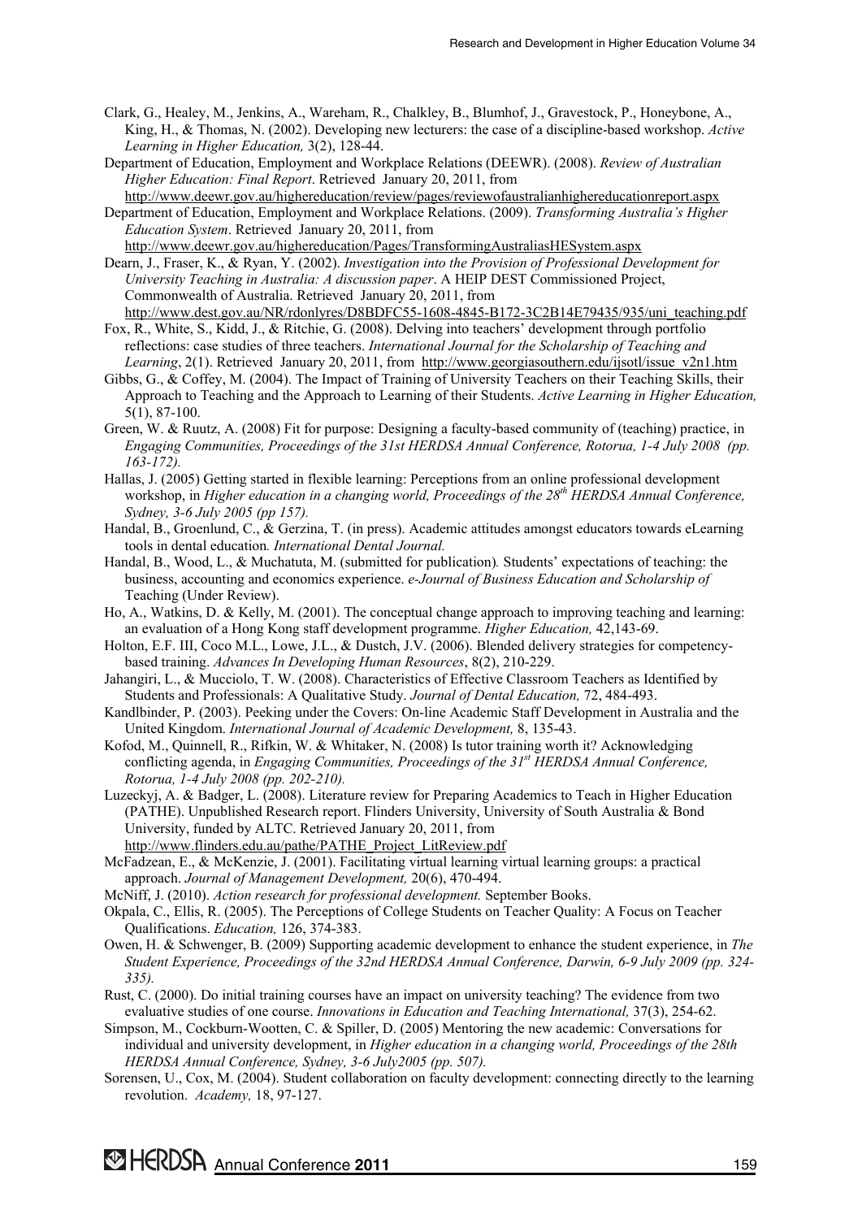Clark, G., Healey, M., Jenkins, A., Wareham, R., Chalkley, B., Blumhof, J., Gravestock, P., Honeybone, A., King, H., & Thomas, N. (2002). Developing new lecturers: the case of a discipline-based workshop. *Active Learning in Higher Education,* 3(2), 128-44.

Department of Education, Employment and Workplace Relations (DEEWR). (2008). *Review of Australian Higher Education: Final Report*. Retrieved January 20, 2011, from http://www.deewr.gov.au/highereducation/review/pages/reviewofaustralianhighereducationreport.aspx

Department of Education, Employment and Workplace Relations. (2009). *Transforming Australia's Higher Education System*. Retrieved January 20, 2011, from http://www.deewr.gov.au/highereducation/Pages/TransformingAustraliasHESystem.aspx

Dearn, J., Fraser, K., & Ryan, Y. (2002). *Investigation into the Provision of Professional Development for University Teaching in Australia: A discussion paper*. A HEIP DEST Commissioned Project, Commonwealth of Australia. Retrieved January 20, 2011, from http://www.dest.gov.au/NR/rdonlyres/D8BDFC55-1608-4845-B172-3C2B14E79435/935/uni_teaching.pdf

Fox, R., White, S., Kidd, J., & Ritchie, G. (2008). Delving into teachers' development through portfolio reflections: case studies of three teachers. *International Journal for the Scholarship of Teaching and Learning*, 2(1). Retrieved January 20, 2011, from http://www.georgiasouthern.edu/ijsotl/issue_v2n1.htm

Gibbs, G., & Coffey, M. (2004). The Impact of Training of University Teachers on their Teaching Skills, their Approach to Teaching and the Approach to Learning of their Students. *Active Learning in Higher Education,* 5(1), 87-100.

Green, W. & Ruutz, A. (2008) Fit for purpose: Designing a faculty-based community of (teaching) practice, in *Engaging Communities, Proceedings of the 31st HERDSA Annual Conference, Rotorua, 1-4 July 2008 (pp. 163-172).*

Hallas, J. (2005) Getting started in flexible learning: Perceptions from an online professional development workshop, in *Higher education in a changing world, Proceedings of the 28th HERDSA Annual Conference, Sydney, 3-6 July 2005 (pp 157).*

Handal, B., Groenlund, C., & Gerzina, T. (in press). Academic attitudes amongst educators towards eLearning tools in dental education*. International Dental Journal.*

Handal, B., Wood, L., & Muchatuta, M. (submitted for publication)*.* Students' expectations of teaching: the business, accounting and economics experience. *e-Journal of Business Education and Scholarship of* Teaching (Under Review).

Ho, A., Watkins, D. & Kelly, M. (2001). The conceptual change approach to improving teaching and learning: an evaluation of a Hong Kong staff development programme. *Higher Education,* 42,143-69.

Holton, E.F. III, Coco M.L., Lowe, J.L., & Dustch, J.V. (2006). Blended delivery strategies for competency-based training. *Advances In Developing Human Resources*, 8(2), 210-229.

Jahangiri, L., & Mucciolo, T. W. (2008). Characteristics of Effective Classroom Teachers as Identified by Students and Professionals: A Qualitative Study. *Journal of Dental Education,* 72, 484-493.

Kandlbinder, P. (2003). Peeking under the Covers: On-line Academic Staff Development in Australia and the United Kingdom. *International Journal of Academic Development,* 8, 135-43.

Kofod, M., Quinnell, R., Rifkin, W. & Whitaker, N. (2008) Is tutor training worth it? Acknowledging conflicting agenda, in *Engaging Communities, Proceedings of the 31st HERDSA Annual Conference, Rotorua, 1-4 July 2008 (pp. 202-210).*

Luzeckyj, A. & Badger, L. (2008). Literature review for Preparing Academics to Teach in Higher Education (PATHE). Unpublished Research report. Flinders University, University of South Australia & Bond University, funded by ALTC. Retrieved January 20, 2011, from http://www.flinders.edu.au/pathe/PATHE_Project_LitReview.pdf

McFadzean, E., & McKenzie, J. (2001). Facilitating virtual learning virtual learning groups: a practical approach. *Journal of Management Development,* 20(6), 470-494.

McNiff, J. (2010). *Action research for professional development.* September Books.

Okpala, C., Ellis, R. (2005). The Perceptions of College Students on Teacher Quality: A Focus on Teacher Qualifications. *Education,* 126, 374-383.

Owen, H. & Schwenger, B. (2009) Supporting academic development to enhance the student experience, in *The Student Experience, Proceedings of the 32nd HERDSA Annual Conference, Darwin, 6-9 July 2009 (pp. 324-335).*

Rust, C. (2000). Do initial training courses have an impact on university teaching? The evidence from two evaluative studies of one course. *Innovations in Education and Teaching International,* 37(3), 254-62.

Simpson, M., Cockburn-Wootten, C. & Spiller, D. (2005) Mentoring the new academic: Conversations for individual and university development, in *Higher education in a changing world, Proceedings of the 28th HERDSA Annual Conference, Sydney, 3-6 July2005 (pp. 507).*

Sorensen, U., Cox, M. (2004). Student collaboration on faculty development: connecting directly to the learning revolution. *Academy,* 18, 97-127.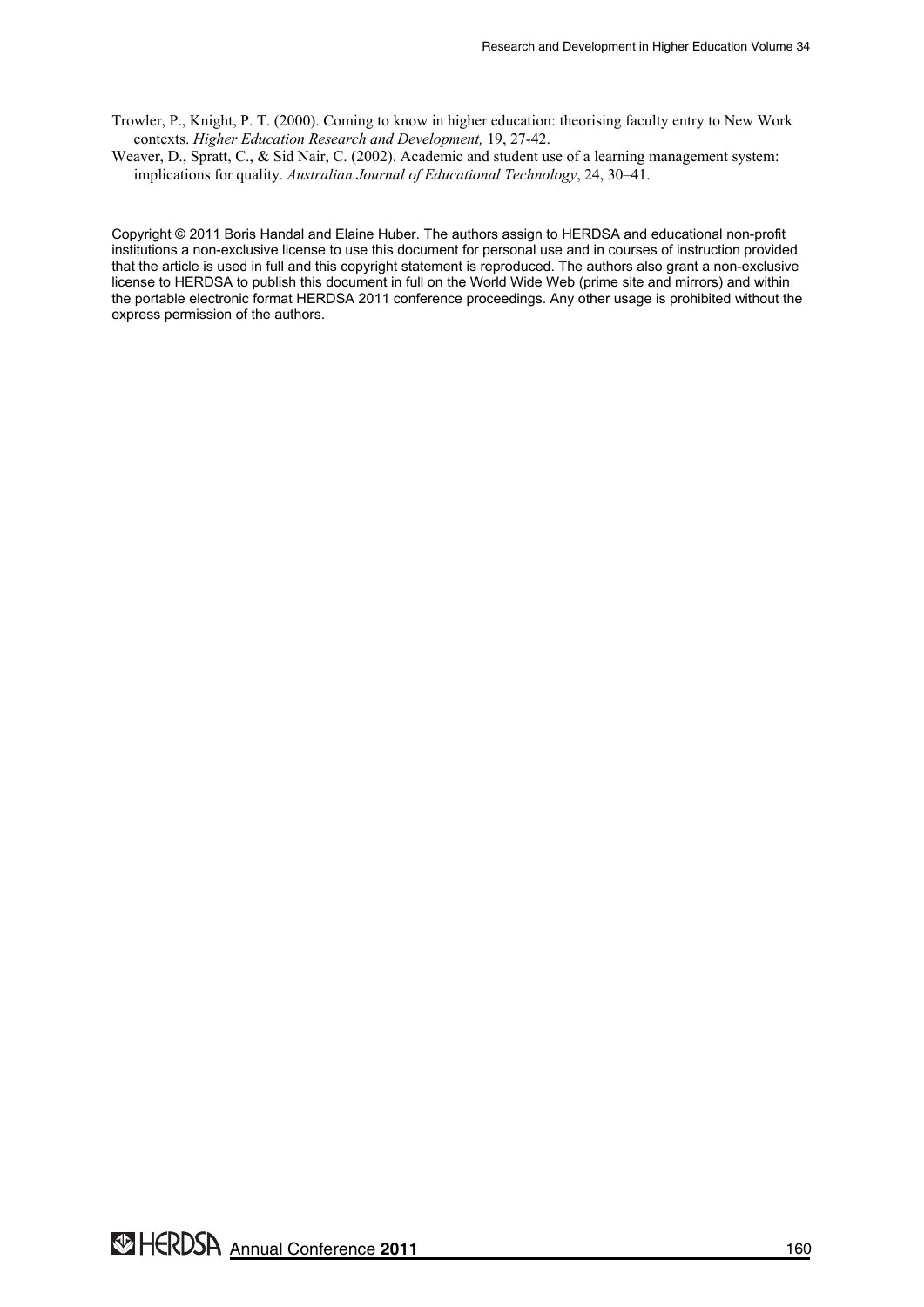Trowler, P., Knight, P. T. (2000). Coming to know in higher education: theorising faculty entry to New Work contexts. *Higher Education Research and Development,* 19, 27-42.

Weaver, D., Spratt, C., & Sid Nair, C. (2002). Academic and student use of a learning management system: implications for quality. *Australian Journal of Educational Technology*, 24, 30–41.

Copyright © 2011 Boris Handal and Elaine Huber. The authors assign to HERDSA and educational non-profit institutions a non-exclusive license to use this document for personal use and in courses of instruction provided that the article is used in full and this copyright statement is reproduced. The authors also grant a non-exclusive license to HERDSA to publish this document in full on the World Wide Web (prime site and mirrors) and within the portable electronic format HERDSA 2011 conference proceedings. Any other usage is prohibited without the express permission of the authors.